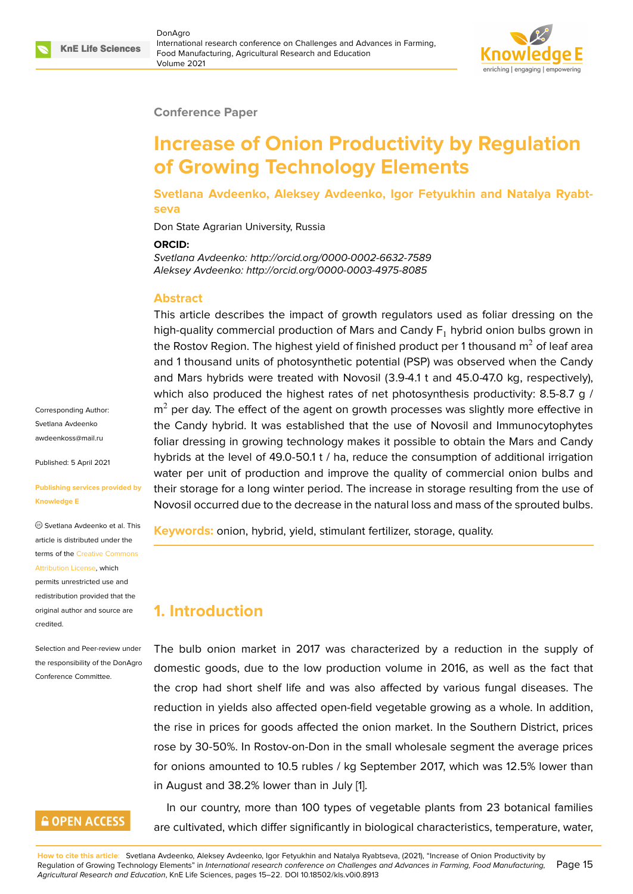Conference Paper

# Increase of Onion Productivity by Regulation of Growing Technology Elements

**Svetlana Avdeenko, Aleksey Avdeenko, Igor Fetyukhin and Natalya Ryabtseva**

Don State Agrarian University, Russia

**ORCID:**

*Svetlana Avdeenko: http://orcid.org/0000-0002-6632-7589*
*Aleksey Avdeenko: http://orcid.org/0000-0003-4975-8085*

Corresponding Author: Svetlana Avdeenko awdeenkoss@mail.ru

Published: 5 April 2021

Publishing services provided by Knowledge E

© Svetlana Avdeenko et al. This article is distributed under the terms of the Creative Commons Attribution License, which permits unrestricted use and redistribution provided that the original author and source are credited.

Selection and Peer-review under the responsibility of the DonAgro Conference Committee.

## Abstract

This article describes the impact of growth regulators used as foliar dressing on the high-quality commercial production of Mars and Candy $F_1$ hybrid onion bulbs grown in the Rostov Region. The highest yield of finished product per 1 thousand $m^2$ of leaf area and 1 thousand units of photosynthetic potential (PSP) was observed when the Candy and Mars hybrids were treated with Novosil (3.9-4.1 t and 45.0-47.0 kg, respectively), which also produced the highest rates of net photosynthesis productivity: 8.5-8.7 g / $m^2$ per day. The effect of the agent on growth processes was slightly more effective in the Candy hybrid. It was established that the use of Novosil and Immunocytophytes foliar dressing in growing technology makes it possible to obtain the Mars and Candy hybrids at the level of 49.0-50.1 t / ha, reduce the consumption of additional irrigation water per unit of production and improve the quality of commercial onion bulbs and their storage for a long winter period. The increase in storage resulting from the use of Novosil occurred due to the decrease in the natural loss and mass of the sprouted bulbs.

**Keywords:** onion, hybrid, yield, stimulant fertilizer, storage, quality.

## 1. Introduction

The bulb onion market in 2017 was characterized by a reduction in the supply of domestic goods, due to the low production volume in 2016, as well as the fact that the crop had short shelf life and was also affected by various fungal diseases. The reduction in yields also affected open-field vegetable growing as a whole. In addition, the rise in prices for goods affected the onion market. In the Southern District, prices rose by 30-50%. In Rostov-on-Don in the small wholesale segment the average prices for onions amounted to 10.5 rubles / kg September 2017, which was 12.5% lower than in August and 38.2% lower than in July [1].

In our country, more than 100 types of vegetable plants from 23 botanical families are cultivated, which differ significantly in biological characteristics, temperature, water,

**How to cite this article**: Svetlana Avdeenko, Aleksey Avdeenko, Igor Fetyukhin and Natalya Ryabtseva, (2021), "Increase of Onion Productivity by Regulation of Growing Technology Elements" in *International research conference on Challenges and Advances in Farming, Food Manufacturing, Agricultural Research and Education*, KnE Life Sciences, pages 15–22. DOI 10.18502/kls.v0i0.8913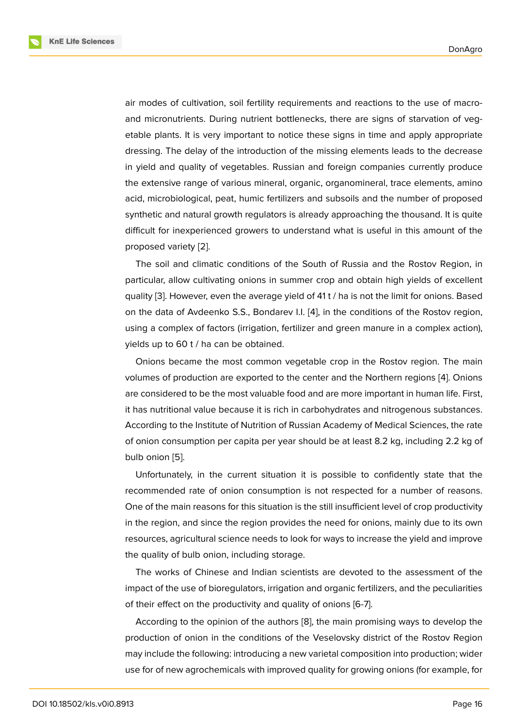air modes of cultivation, soil fertility requirements and reactions to the use of macro- and micronutrients. During nutrient bottlenecks, there are signs of starvation of vegetable plants. It is very important to notice these signs in time and apply appropriate dressing. The delay of the introduction of the missing elements leads to the decrease in yield and quality of vegetables. Russian and foreign companies currently produce the extensive range of various mineral, organic, organomineral, trace elements, amino acid, microbiological, peat, humic fertilizers and subsoils and the number of proposed synthetic and natural growth regulators is already approaching the thousand. It is quite difficult for inexperienced growers to understand what is useful in this amount of the proposed variety [2].

The soil and climatic conditions of the South of Russia and the Rostov Region, in particular, allow cultivating onions in summer crop and obtain high yields of excellent quality [3]. However, even the average yield of 41 t / ha is not the limit for onions. Based on the data of Avdeenko S.S., Bondarev I.I. [4], in the conditions of the Rostov region, using a complex of factors (irrigation, fertilizer and green manure in a complex action), yields up to 60 t / ha can be obtained.

Onions became the most common vegetable crop in the Rostov region. The main volumes of production are exported to the center and the Northern regions [4]. Onions are considered to be the most valuable food and are more important in human life. First, it has nutritional value because it is rich in carbohydrates and nitrogenous substances. According to the Institute of Nutrition of Russian Academy of Medical Sciences, the rate of onion consumption per capita per year should be at least 8.2 kg, including 2.2 kg of bulb onion [5].

Unfortunately, in the current situation it is possible to confidently state that the recommended rate of onion consumption is not respected for a number of reasons. One of the main reasons for this situation is the still insufficient level of crop productivity in the region, and since the region provides the need for onions, mainly due to its own resources, agricultural science needs to look for ways to increase the yield and improve the quality of bulb onion, including storage.

The works of Chinese and Indian scientists are devoted to the assessment of the impact of the use of bioregulators, irrigation and organic fertilizers, and the peculiarities of their effect on the productivity and quality of onions [6-7].

According to the opinion of the authors [8], the main promising ways to develop the production of onion in the conditions of the Veselovsky district of the Rostov Region may include the following: introducing a new varietal composition into production; wider use for of new agrochemicals with improved quality for growing onions (for example, for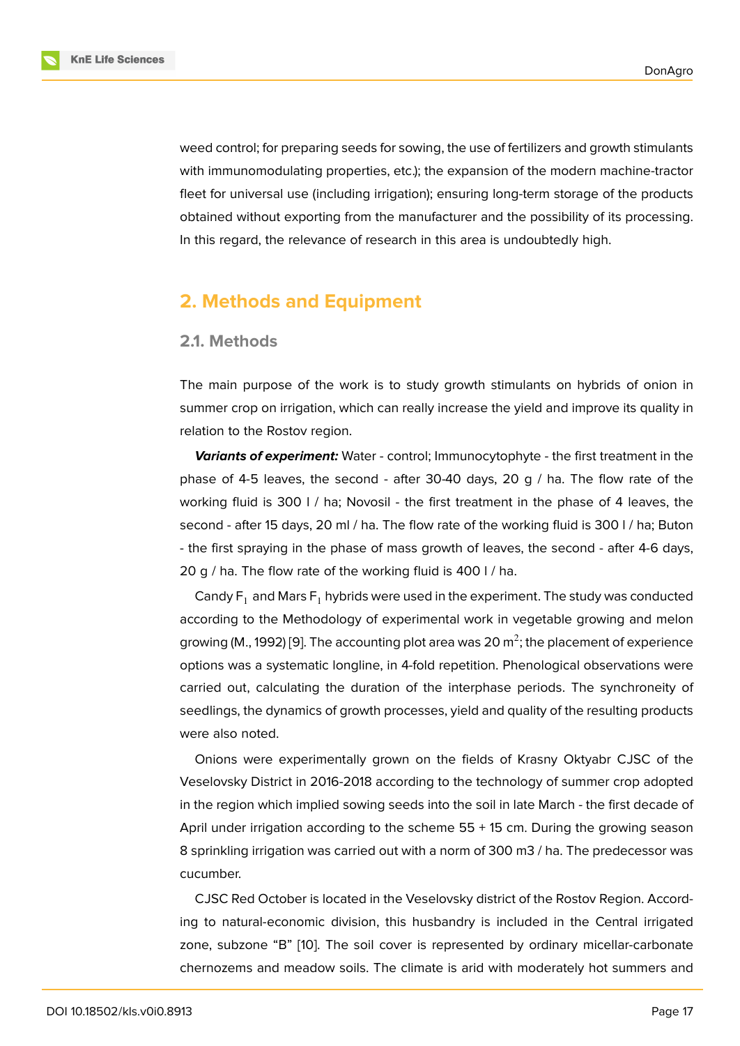weed control; for preparing seeds for sowing, the use of fertilizers and growth stimulants with immunomodulating properties, etc.); the expansion of the modern machine-tractor fleet for universal use (including irrigation); ensuring long-term storage of the products obtained without exporting from the manufacturer and the possibility of its processing. In this regard, the relevance of research in this area is undoubtedly high.

## 2. Methods and Equipment

### 2.1. Methods

The main purpose of the work is to study growth stimulants on hybrids of onion in summer crop on irrigation, which can really increase the yield and improve its quality in relation to the Rostov region.

***Variants of experiment:*** Water - control; Immunocytophyte - the first treatment in the phase of 4-5 leaves, the second - after 30-40 days, 20 g / ha. The flow rate of the working fluid is 300 l / ha; Novosil - the first treatment in the phase of 4 leaves, the second - after 15 days, 20 ml / ha. The flow rate of the working fluid is 300 l / ha; Buton - the first spraying in the phase of mass growth of leaves, the second - after 4-6 days, 20 g / ha. The flow rate of the working fluid is 400 l / ha.

Candy $F_1$ and Mars $F_1$ hybrids were used in the experiment. The study was conducted according to the Methodology of experimental work in vegetable growing and melon growing (M., 1992) [9]. The accounting plot area was 20 $m^2$; the placement of experience options was a systematic longline, in 4-fold repetition. Phenological observations were carried out, calculating the duration of the interphase periods. The synchroneity of seedlings, the dynamics of growth processes, yield and quality of the resulting products were also noted.

Onions were experimentally grown on the fields of Krasny Oktyabr CJSC of the Veselovsky District in 2016-2018 according to the technology of summer crop adopted in the region which implied sowing seeds into the soil in late March - the first decade of April under irrigation according to the scheme 55 + 15 cm. During the growing season 8 sprinkling irrigation was carried out with a norm of 300 m3 / ha. The predecessor was cucumber.

CJSC Red October is located in the Veselovsky district of the Rostov Region. According to natural-economic division, this husbandry is included in the Central irrigated zone, subzone “B” [10]. The soil cover is represented by ordinary micellar-carbonate chernozems and meadow soils. The climate is arid with moderately hot summers and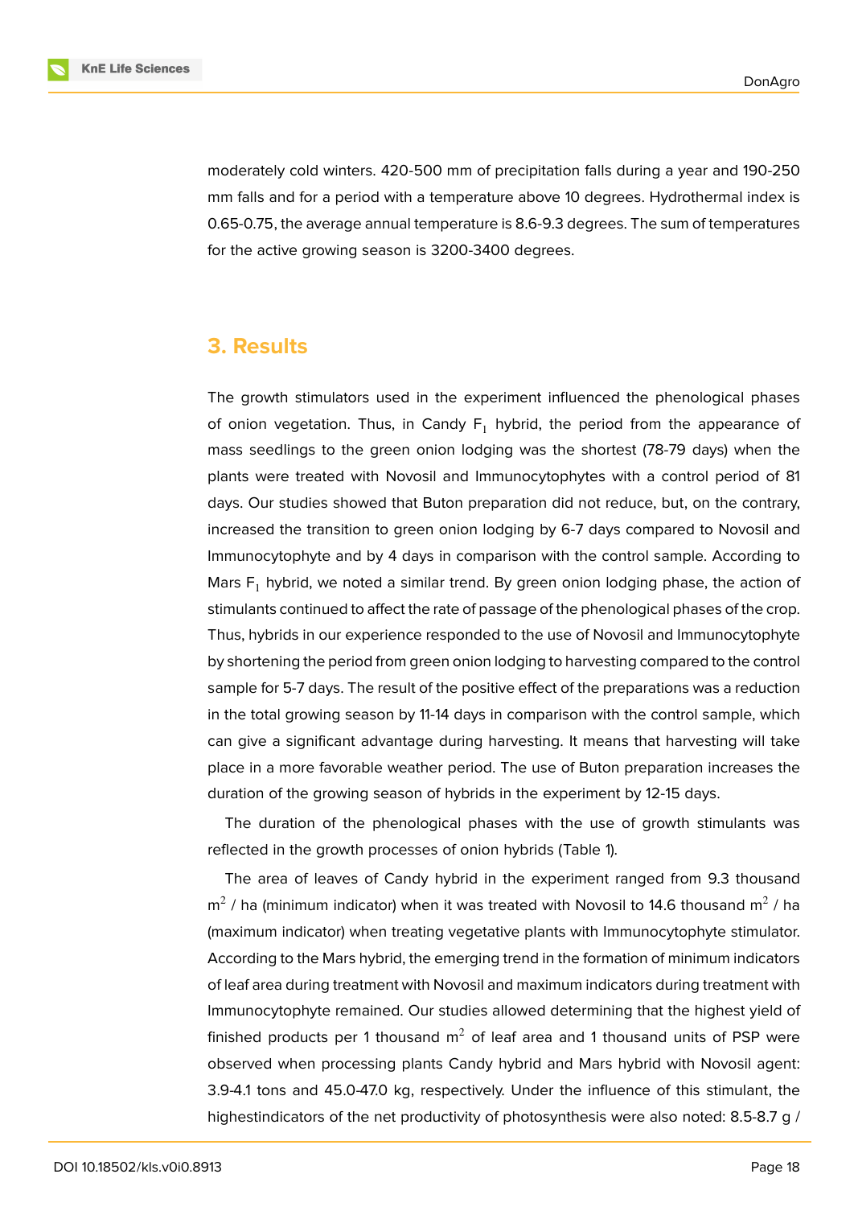moderately cold winters. 420-500 mm of precipitation falls during a year and 190-250 mm falls and for a period with a temperature above 10 degrees. Hydrothermal index is 0.65-0.75, the average annual temperature is 8.6-9.3 degrees. The sum of temperatures for the active growing season is 3200-3400 degrees.

## 3. Results

The growth stimulators used in the experiment influenced the phenological phases of onion vegetation. Thus, in Candy $F_1$ hybrid, the period from the appearance of mass seedlings to the green onion lodging was the shortest (78-79 days) when the plants were treated with Novosil and Immunocytophytes with a control period of 81 days. Our studies showed that Buton preparation did not reduce, but, on the contrary, increased the transition to green onion lodging by 6-7 days compared to Novosil and Immunocytophyte and by 4 days in comparison with the control sample. According to Mars $F_1$ hybrid, we noted a similar trend. By green onion lodging phase, the action of stimulants continued to affect the rate of passage of the phenological phases of the crop. Thus, hybrids in our experience responded to the use of Novosil and Immunocytophyte by shortening the period from green onion lodging to harvesting compared to the control sample for 5-7 days. The result of the positive effect of the preparations was a reduction in the total growing season by 11-14 days in comparison with the control sample, which can give a significant advantage during harvesting. It means that harvesting will take place in a more favorable weather period. The use of Buton preparation increases the duration of the growing season of hybrids in the experiment by 12-15 days.

The duration of the phenological phases with the use of growth stimulants was reflected in the growth processes of onion hybrids (Table 1).

The area of leaves of Candy hybrid in the experiment ranged from 9.3 thousand $m^2$ / ha (minimum indicator) when it was treated with Novosil to 14.6 thousand $m^2$ / ha (maximum indicator) when treating vegetative plants with Immunocytophyte stimulator. According to the Mars hybrid, the emerging trend in the formation of minimum indicators of leaf area during treatment with Novosil and maximum indicators during treatment with Immunocytophyte remained. Our studies allowed determining that the highest yield of finished products per 1 thousand $m^2$ of leaf area and 1 thousand units of PSP were observed when processing plants Candy hybrid and Mars hybrid with Novosil agent: 3.9-4.1 tons and 45.0-47.0 kg, respectively. Under the influence of this stimulant, the highestindicators of the net productivity of photosynthesis were also noted: 8.5-8.7 g /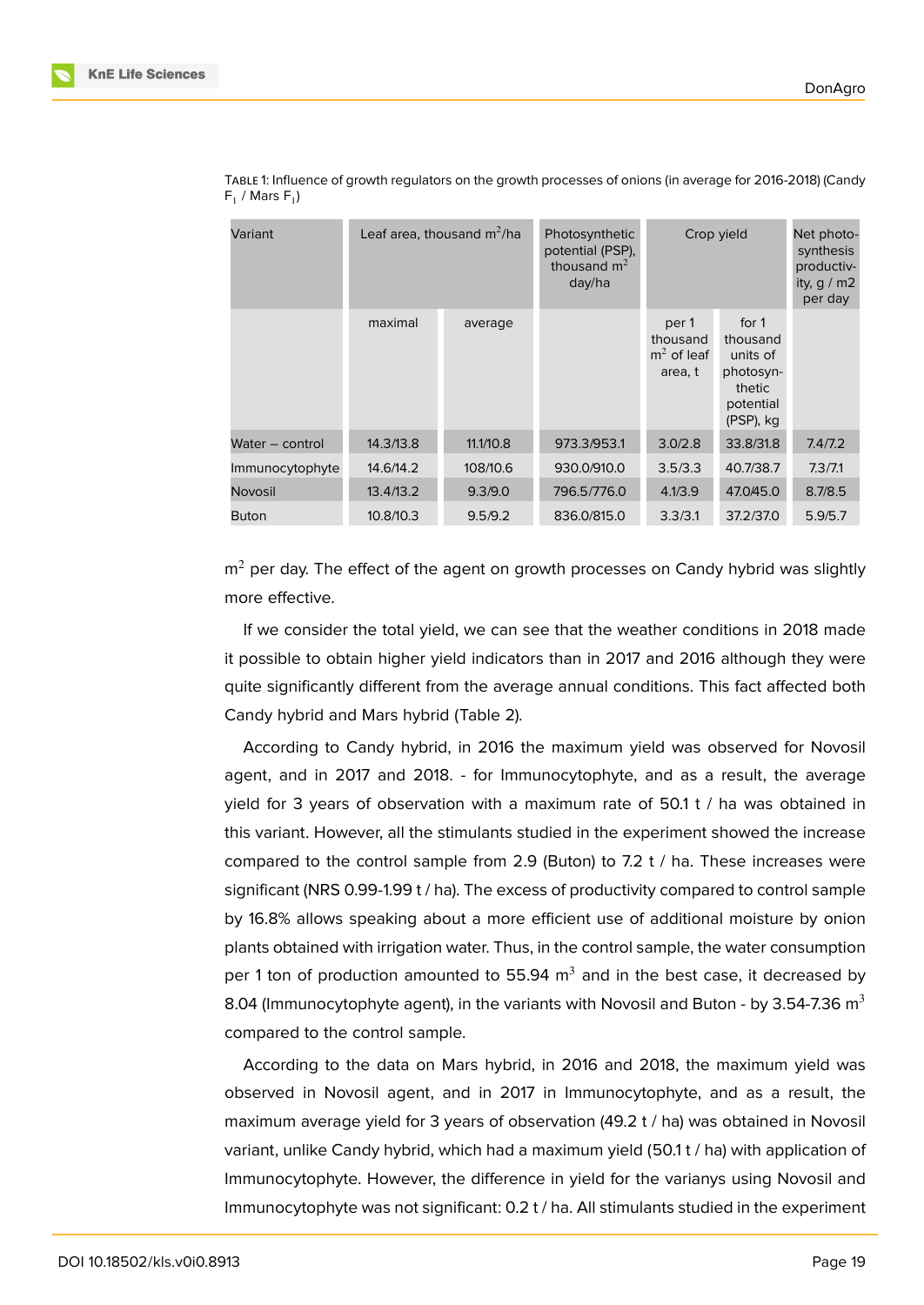TABLE 1: Influence of growth regulators on the growth processes of onions (in average for 2016-2018) (Candy $F_1$ / Mars $F_1$)

| Variant | Leaf area, thousand $m^2$/ha | | Photosynthetic potential (PSP), thousand $m^2$ day/ha | Crop yield | | Net photo-synthesis productivity, g / m2 per day |
|---|---|---|---|---|---|---|
| | maximal | average | | per 1 thousand $m^2$ of leaf area, t | for 1 thousand units of photosynthetic potential (PSP), kg | |
| Water – control | 14.3/13.8 | 11.1/10.8 | 973.3/953.1 | 3.0/2.8 | 33.8/31.8 | 7.4/7.2 |
| Immunocytophyte | 14.6/14.2 | 108/10.6 | 930.0/910.0 | 3.5/3.3 | 40.7/38.7 | 7.3/7.1 |
| Novosil | 13.4/13.2 | 9.3/9.0 | 796.5/776.0 | 4.1/3.9 | 47.0/45.0 | 8.7/8.5 |
| Buton | 10.8/10.3 | 9.5/9.2 | 836.0/815.0 | 3.3/3.1 | 37.2/37.0 | 5.9/5.7 |

$m^2$ per day. The effect of the agent on growth processes on Candy hybrid was slightly more effective.

If we consider the total yield, we can see that the weather conditions in 2018 made it possible to obtain higher yield indicators than in 2017 and 2016 although they were quite significantly different from the average annual conditions. This fact affected both Candy hybrid and Mars hybrid (Table 2).

According to Candy hybrid, in 2016 the maximum yield was observed for Novosil agent, and in 2017 and 2018. - for Immunocytophyte, and as a result, the average yield for 3 years of observation with a maximum rate of 50.1 t / ha was obtained in this variant. However, all the stimulants studied in the experiment showed the increase compared to the control sample from 2.9 (Buton) to 7.2 t / ha. These increases were significant (NRS 0.99-1.99 t / ha). The excess of productivity compared to control sample by 16.8% allows speaking about a more efficient use of additional moisture by onion plants obtained with irrigation water. Thus, in the control sample, the water consumption per 1 ton of production amounted to 55.94 $m^3$ and in the best case, it decreased by 8.04 (Immunocytophyte agent), in the variants with Novosil and Buton - by 3.54-7.36 $m^3$ compared to the control sample.

According to the data on Mars hybrid, in 2016 and 2018, the maximum yield was observed in Novosil agent, and in 2017 in Immunocytophyte, and as a result, the maximum average yield for 3 years of observation (49.2 t / ha) was obtained in Novosil variant, unlike Candy hybrid, which had a maximum yield (50.1 t / ha) with application of Immunocytophyte. However, the difference in yield for the varianys using Novosil and Immunocytophyte was not significant: 0.2 t / ha. All stimulants studied in the experiment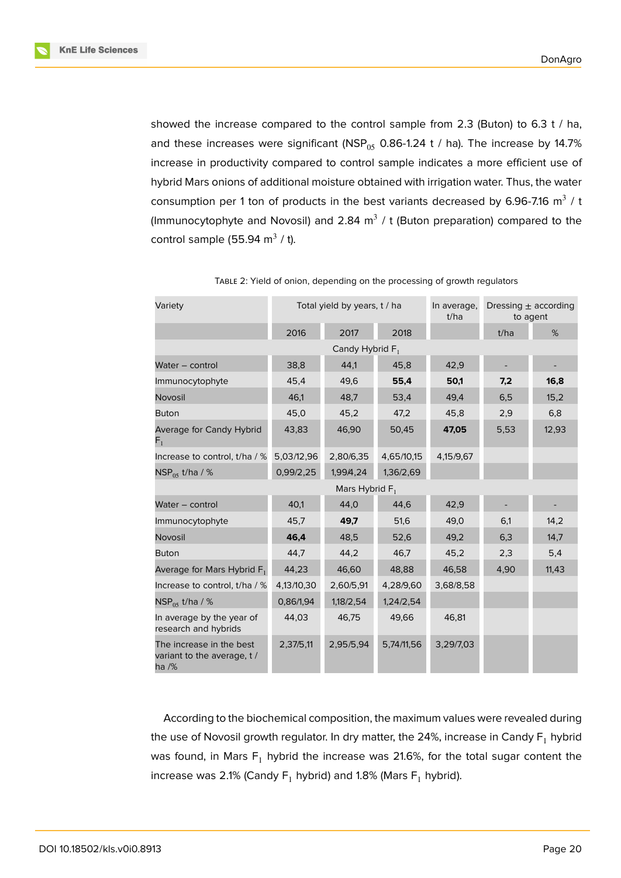showed the increase compared to the control sample from 2.3 (Buton) to 6.3 t / ha, and these increases were significant ($NSP_{05}$ 0.86-1.24 t / ha). The increase by 14.7% increase in productivity compared to control sample indicates a more efficient use of hybrid Mars onions of additional moisture obtained with irrigation water. Thus, the water consumption per 1 ton of products in the best variants decreased by 6.96-7.16 $m^3$ / t (Immunocytophyte and Novosil) and 2.84 $m^3$ / t (Buton preparation) compared to the control sample (55.94 $m^3$ / t).

Table 2: Yield of onion, depending on the processing of growth regulators

| Variety | Total yield by years, t / ha | | | In average, t/ha | Dressing ± according to agent | |
|---|---|---|---|---|---|---|
| | 2016 | 2017 | 2018 | | t/ha | % |
| Candy Hybrid $F_1$ | | | | | | |
| Water – control | 38,8 | 44,1 | 45,8 | 42,9 | - | - |
| Immunocytophyte | 45,4 | 49,6 | **55,4** | **50,1** | **7,2** | **16,8** |
| Novosil | 46,1 | 48,7 | 53,4 | 49,4 | 6,5 | 15,2 |
| Buton | 45,0 | 45,2 | 47,2 | 45,8 | 2,9 | 6,8 |
| Average for Candy Hybrid $F_1$ | 43,83 | 46,90 | 50,45 | **47,05** | 5,53 | 12,93 |
| Increase to control, t/ha / % | 5,03/12,96 | 2,80/6,35 | 4,65/10,15 | 4,15/9,67 | | |
| $NSP_{05}$ t/ha / % | 0,99/2,25 | 1,99/4,24 | 1,36/2,69 | | | |
| Mars Hybrid $F_1$ | | | | | | |
| Water – control | 40,1 | 44,0 | 44,6 | 42,9 | - | - |
| Immunocytophyte | 45,7 | **49,7** | 51,6 | 49,0 | 6,1 | 14,2 |
| Novosil | **46,4** | 48,5 | 52,6 | 49,2 | 6,3 | 14,7 |
| Buton | 44,7 | 44,2 | 46,7 | 45,2 | 2,3 | 5,4 |
| Average for Mars Hybrid $F_1$ | 44,23 | 46,60 | 48,88 | 46,58 | 4,90 | 11,43 |
| Increase to control, t/ha / % | 4,13/10,30 | 2,60/5,91 | 4,28/9,60 | 3,68/8,58 | | |
| $NSP_{05}$ t/ha / % | 0,86/1,94 | 1,18/2,54 | 1,24/2,54 | | | |
| In average by the year of research and hybrids | 44,03 | 46,75 | 49,66 | 46,81 | | |
| The increase in the best variant to the average, t / ha /% | 2,37/5,11 | 2,95/5,94 | 5,74/11,56 | 3,29/7,03 | | |

According to the biochemical composition, the maximum values were revealed during the use of Novosil growth regulator. In dry matter, the 24%, increase in Candy $F_1$ hybrid was found, in Mars $F_1$ hybrid the increase was 21.6%, for the total sugar content the increase was 2.1% (Candy $F_1$ hybrid) and 1.8% (Mars $F_1$ hybrid).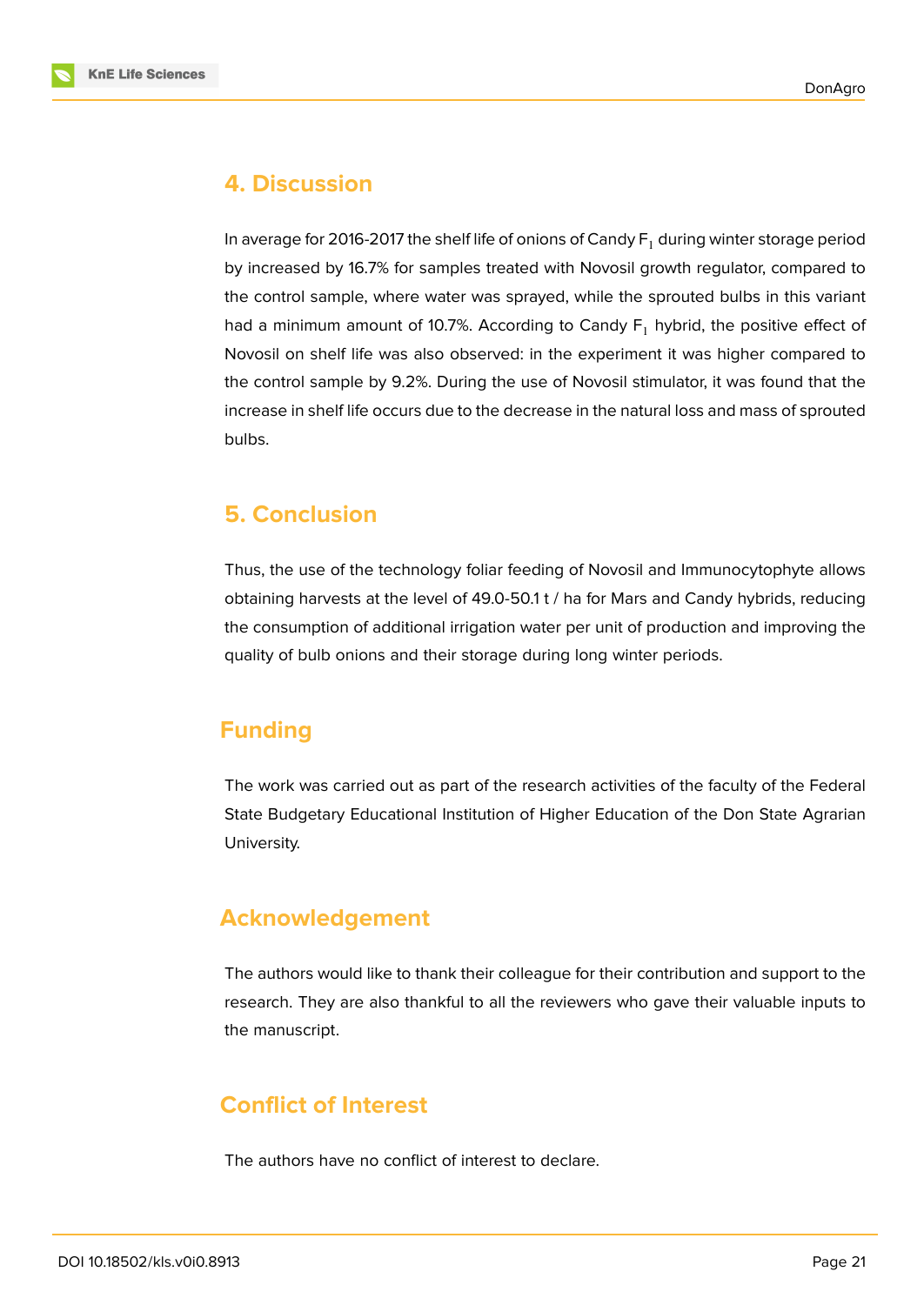## 4. Discussion

In average for 2016-2017 the shelf life of onions of Candy $F_1$ during winter storage period by increased by 16.7% for samples treated with Novosil growth regulator, compared to the control sample, where water was sprayed, while the sprouted bulbs in this variant had a minimum amount of 10.7%. According to Candy $F_1$ hybrid, the positive effect of Novosil on shelf life was also observed: in the experiment it was higher compared to the control sample by 9.2%. During the use of Novosil stimulator, it was found that the increase in shelf life occurs due to the decrease in the natural loss and mass of sprouted bulbs.

## 5. Conclusion

Thus, the use of the technology foliar feeding of Novosil and Immunocytophyte allows obtaining harvests at the level of 49.0-50.1 t / ha for Mars and Candy hybrids, reducing the consumption of additional irrigation water per unit of production and improving the quality of bulb onions and their storage during long winter periods.

## Funding

The work was carried out as part of the research activities of the faculty of the Federal State Budgetary Educational Institution of Higher Education of the Don State Agrarian University.

## Acknowledgement

The authors would like to thank their colleague for their contribution and support to the research. They are also thankful to all the reviewers who gave their valuable inputs to the manuscript.

## Conflict of Interest

The authors have no conflict of interest to declare.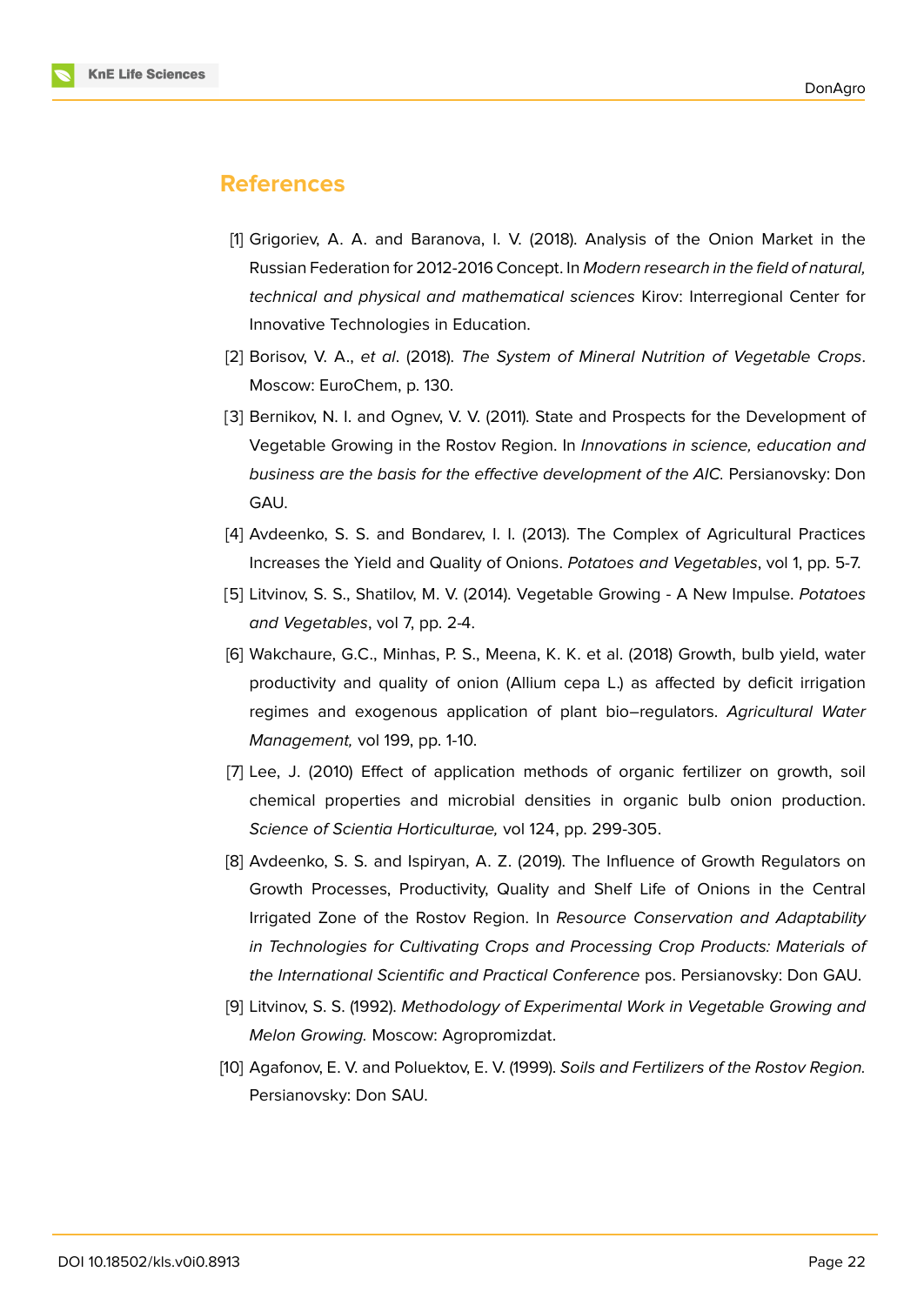## References

[1] Grigoriev, A. A. and Baranova, I. V. (2018). Analysis of the Onion Market in the Russian Federation for 2012-2016 Concept. In *Modern research in the field of natural, technical and physical and mathematical sciences* Kirov: Interregional Center for Innovative Technologies in Education.

[2] Borisov, V. A., *et al*. (2018). *The System of Mineral Nutrition of Vegetable Crops*. Moscow: EuroChem, p. 130.

[3] Bernikov, N. I. and Ognev, V. V. (2011). State and Prospects for the Development of Vegetable Growing in the Rostov Region. In *Innovations in science, education and business are the basis for the effective development of the AIC.* Persianovsky: Don GAU.

[4] Avdeenko, S. S. and Bondarev, I. I. (2013). The Complex of Agricultural Practices Increases the Yield and Quality of Onions. *Potatoes and Vegetables*, vol 1, pp. 5-7.

[5] Litvinov, S. S., Shatilov, M. V. (2014). Vegetable Growing - A New Impulse. *Potatoes and Vegetables*, vol 7, pp. 2-4.

[6] Wakchaure, G.C., Minhas, P. S., Meena, K. K. et al. (2018) Growth, bulb yield, water productivity and quality of onion (Allium cepa L.) as affected by deficit irrigation regimes and exogenous application of plant bio–regulators. *Agricultural Water Management,* vol 199, pp. 1-10.

[7] Lee, J. (2010) Effect of application methods of organic fertilizer on growth, soil chemical properties and microbial densities in organic bulb onion production. *Science of Scientia Horticulturae,* vol 124, pp. 299-305.

[8] Avdeenko, S. S. and Ispiryan, A. Z. (2019). The Influence of Growth Regulators on Growth Processes, Productivity, Quality and Shelf Life of Onions in the Central Irrigated Zone of the Rostov Region. In *Resource Conservation and Adaptability in Technologies for Cultivating Crops and Processing Crop Products: Materials of the International Scientific and Practical Conference* pos. Persianovsky: Don GAU.

[9] Litvinov, S. S. (1992). *Methodology of Experimental Work in Vegetable Growing and Melon Growing.* Moscow: Agropromizdat.

[10] Agafonov, E. V. and Poluektov, E. V. (1999). *Soils and Fertilizers of the Rostov Region.* Persianovsky: Don SAU.